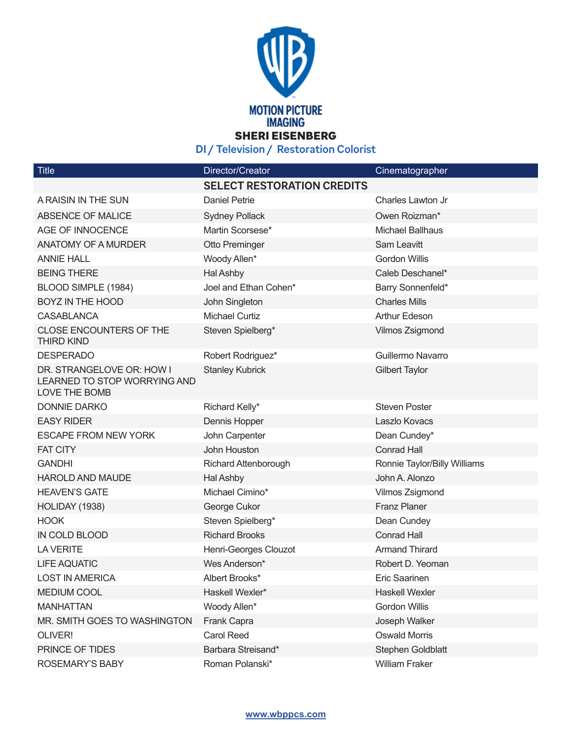MOTION PICTURE IMAGING

# SHERI EISENBERG

## DI / Television / Restoration Colorist

| Title | Director/Creator | Cinematographer |
|---|---|---|
| | **SELECT RESTORATION CREDITS** | |
| A RAISIN IN THE SUN | Daniel Petrie | Charles Lawton Jr |
| ABSENCE OF MALICE | Sydney Pollack | Owen Roizman* |
| AGE OF INNOCENCE | Martin Scorsese* | Michael Ballhaus |
| ANATOMY OF A MURDER | Otto Preminger | Sam Leavitt |
| ANNIE HALL | Woody Allen* | Gordon Willis |
| BEING THERE | Hal Ashby | Caleb Deschanel* |
| BLOOD SIMPLE (1984) | Joel and Ethan Cohen* | Barry Sonnenfeld* |
| BOYZ IN THE HOOD | John Singleton | Charles Mills |
| CASABLANCA | Michael Curtiz | Arthur Edeson |
| CLOSE ENCOUNTERS OF THE THIRD KIND | Steven Spielberg* | Vilmos Zsigmond |
| DESPERADO | Robert Rodriguez* | Guillermo Navarro |
| DR. STRANGELOVE OR: HOW I LEARNED TO STOP WORRYING AND LOVE THE BOMB | Stanley Kubrick | Gilbert Taylor |
| DONNIE DARKO | Richard Kelly* | Steven Poster |
| EASY RIDER | Dennis Hopper | Laszlo Kovacs |
| ESCAPE FROM NEW YORK | John Carpenter | Dean Cundey* |
| FAT CITY | John Houston | Conrad Hall |
| GANDHI | Richard Attenborough | Ronnie Taylor/Billy Williams |
| HAROLD AND MAUDE | Hal Ashby | John A. Alonzo |
| HEAVEN'S GATE | Michael Cimino* | Vilmos Zsigmond |
| HOLIDAY (1938) | George Cukor | Franz Planer |
| HOOK | Steven Spielberg* | Dean Cundey |
| IN COLD BLOOD | Richard Brooks | Conrad Hall |
| LA VERITE | Henri-Georges Clouzot | Armand Thirard |
| LIFE AQUATIC | Wes Anderson* | Robert D. Yeoman |
| LOST IN AMERICA | Albert Brooks* | Eric Saarinen |
| MEDIUM COOL | Haskell Wexler* | Haskell Wexler |
| MANHATTAN | Woody Allen* | Gordon Willis |
| MR. SMITH GOES TO WASHINGTON | Frank Capra | Joseph Walker |
| OLIVER! | Carol Reed | Oswald Morris |
| PRINCE OF TIDES | Barbara Streisand* | Stephen Goldblatt |
| ROSEMARY'S BABY | Roman Polanski* | William Fraker |

www.wbppcs.com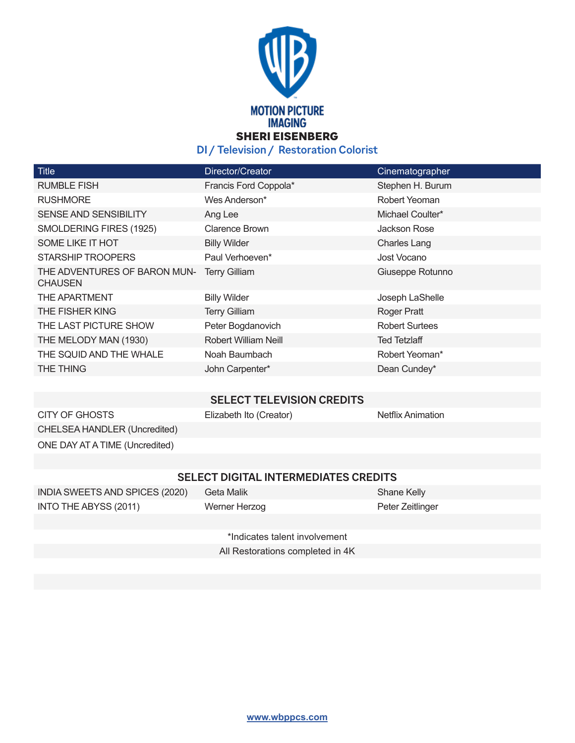MOTION PICTURE IMAGING

**SHERI EISENBERG**

**DI / Television / Restoration Colorist**

| Title | Director/Creator | Cinematographer |
|---|---|---|
| RUMBLE FISH | Francis Ford Coppola* | Stephen H. Burum |
| RUSHMORE | Wes Anderson* | Robert Yeoman |
| SENSE AND SENSIBILITY | Ang Lee | Michael Coulter* |
| SMOLDERING FIRES (1925) | Clarence Brown | Jackson Rose |
| SOME LIKE IT HOT | Billy Wilder | Charles Lang |
| STARSHIP TROOPERS | Paul Verhoeven* | Jost Vocano |
| THE ADVENTURES OF BARON MUN-CHAUSEN | Terry Gilliam | Giuseppe Rotunno |
| THE APARTMENT | Billy Wilder | Joseph LaShelle |
| THE FISHER KING | Terry Gilliam | Roger Pratt |
| THE LAST PICTURE SHOW | Peter Bogdanovich | Robert Surtees |
| THE MELODY MAN (1930) | Robert William Neill | Ted Tetzlaff |
| THE SQUID AND THE WHALE | Noah Baumbach | Robert Yeoman* |
| THE THING | John Carpenter* | Dean Cundey* |

## SELECT TELEVISION CREDITS

| | | |
|---|---|---|
| CITY OF GHOSTS | Elizabeth Ito (Creator) | Netflix Animation |
| CHELSEA HANDLER (Uncredited) | | |
| ONE DAY AT A TIME (Uncredited) | | |

## SELECT DIGITAL INTERMEDIATES CREDITS

| | | |
|---|---|---|
| INDIA SWEETS AND SPICES (2020) | Geta Malik | Shane Kelly |
| INTO THE ABYSS (2011) | Werner Herzog | Peter Zeitlinger |

*Indicates talent involvement

All Restorations completed in 4K

www.wbppcs.com